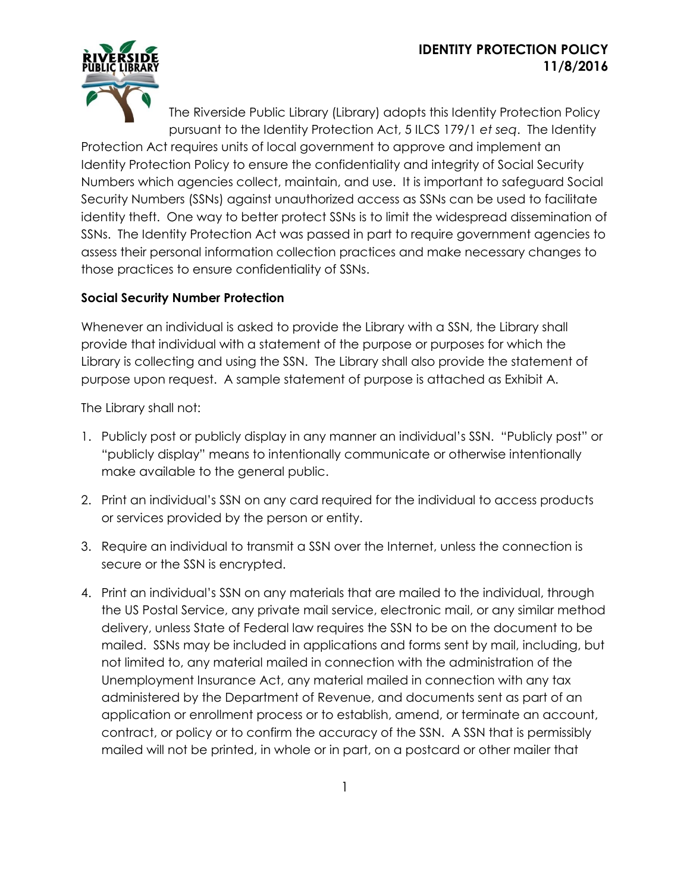# IDENTITY PROTECTION POLICY
## 11/8/2016

The Riverside Public Library (Library) adopts this Identity Protection Policy pursuant to the Identity Protection Act, 5 ILCS 179/1 *et seq*. The Identity Protection Act requires units of local government to approve and implement an Identity Protection Policy to ensure the confidentiality and integrity of Social Security Numbers which agencies collect, maintain, and use. It is important to safeguard Social Security Numbers (SSNs) against unauthorized access as SSNs can be used to facilitate identity theft. One way to better protect SSNs is to limit the widespread dissemination of SSNs. The Identity Protection Act was passed in part to require government agencies to assess their personal information collection practices and make necessary changes to those practices to ensure confidentiality of SSNs.

**Social Security Number Protection**

Whenever an individual is asked to provide the Library with a SSN, the Library shall provide that individual with a statement of the purpose or purposes for which the Library is collecting and using the SSN. The Library shall also provide the statement of purpose upon request. A sample statement of purpose is attached as Exhibit A.

The Library shall not:

1. Publicly post or publicly display in any manner an individual's SSN. "Publicly post" or "publicly display" means to intentionally communicate or otherwise intentionally make available to the general public.
2. Print an individual's SSN on any card required for the individual to access products or services provided by the person or entity.
3. Require an individual to transmit a SSN over the Internet, unless the connection is secure or the SSN is encrypted.
4. Print an individual's SSN on any materials that are mailed to the individual, through the US Postal Service, any private mail service, electronic mail, or any similar method delivery, unless State of Federal law requires the SSN to be on the document to be mailed. SSNs may be included in applications and forms sent by mail, including, but not limited to, any material mailed in connection with the administration of the Unemployment Insurance Act, any material mailed in connection with any tax administered by the Department of Revenue, and documents sent as part of an application or enrollment process or to establish, amend, or terminate an account, contract, or policy or to confirm the accuracy of the SSN. A SSN that is permissibly mailed will not be printed, in whole or in part, on a postcard or other mailer that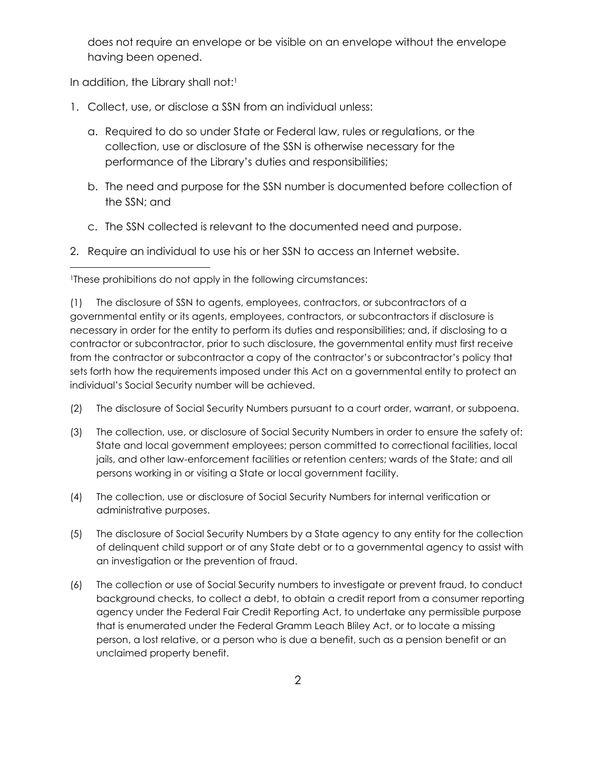does not require an envelope or be visible on an envelope without the envelope having been opened.

In addition, the Library shall not:[1]

1. Collect, use, or disclose a SSN from an individual unless:
   a. Required to do so under State or Federal law, rules or regulations, or the collection, use or disclosure of the SSN is otherwise necessary for the performance of the Library's duties and responsibilities;
   b. The need and purpose for the SSN number is documented before collection of the SSN; and
   c. The SSN collected is relevant to the documented need and purpose.
2. Require an individual to use his or her SSN to access an Internet website.

---

[1]These prohibitions do not apply in the following circumstances:

(1) The disclosure of SSN to agents, employees, contractors, or subcontractors of a governmental entity or its agents, employees, contractors, or subcontractors if disclosure is necessary in order for the entity to perform its duties and responsibilities; and, if disclosing to a contractor or subcontractor, prior to such disclosure, the governmental entity must first receive from the contractor or subcontractor a copy of the contractor's or subcontractor's policy that sets forth how the requirements imposed under this Act on a governmental entity to protect an individual's Social Security number will be achieved.

(2) The disclosure of Social Security Numbers pursuant to a court order, warrant, or subpoena.

(3) The collection, use, or disclosure of Social Security Numbers in order to ensure the safety of: State and local government employees; person committed to correctional facilities, local jails, and other law-enforcement facilities or retention centers; wards of the State; and all persons working in or visiting a State or local government facility.

(4) The collection, use or disclosure of Social Security Numbers for internal verification or administrative purposes.

(5) The disclosure of Social Security Numbers by a State agency to any entity for the collection of delinquent child support or of any State debt or to a governmental agency to assist with an investigation or the prevention of fraud.

(6) The collection or use of Social Security numbers to investigate or prevent fraud, to conduct background checks, to collect a debt, to obtain a credit report from a consumer reporting agency under the Federal Fair Credit Reporting Act, to undertake any permissible purpose that is enumerated under the Federal Gramm Leach Bliley Act, or to locate a missing person, a lost relative, or a person who is due a benefit, such as a pension benefit or an unclaimed property benefit.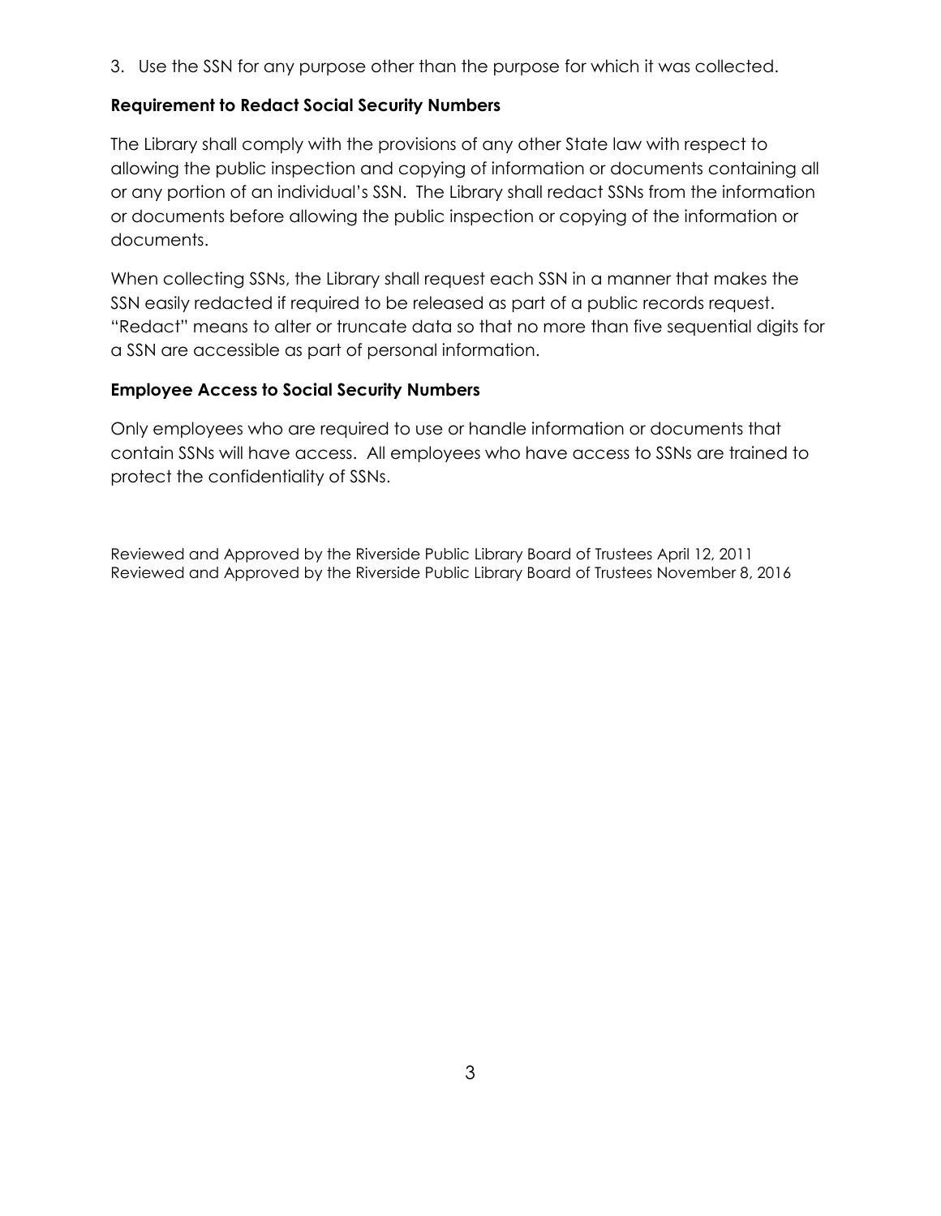3. Use the SSN for any purpose other than the purpose for which it was collected.

**Requirement to Redact Social Security Numbers**

The Library shall comply with the provisions of any other State law with respect to allowing the public inspection and copying of information or documents containing all or any portion of an individual's SSN. The Library shall redact SSNs from the information or documents before allowing the public inspection or copying of the information or documents.

When collecting SSNs, the Library shall request each SSN in a manner that makes the SSN easily redacted if required to be released as part of a public records request. "Redact" means to alter or truncate data so that no more than five sequential digits for a SSN are accessible as part of personal information.

**Employee Access to Social Security Numbers**

Only employees who are required to use or handle information or documents that contain SSNs will have access. All employees who have access to SSNs are trained to protect the confidentiality of SSNs.

Reviewed and Approved by the Riverside Public Library Board of Trustees April 12, 2011
Reviewed and Approved by the Riverside Public Library Board of Trustees November 8, 2016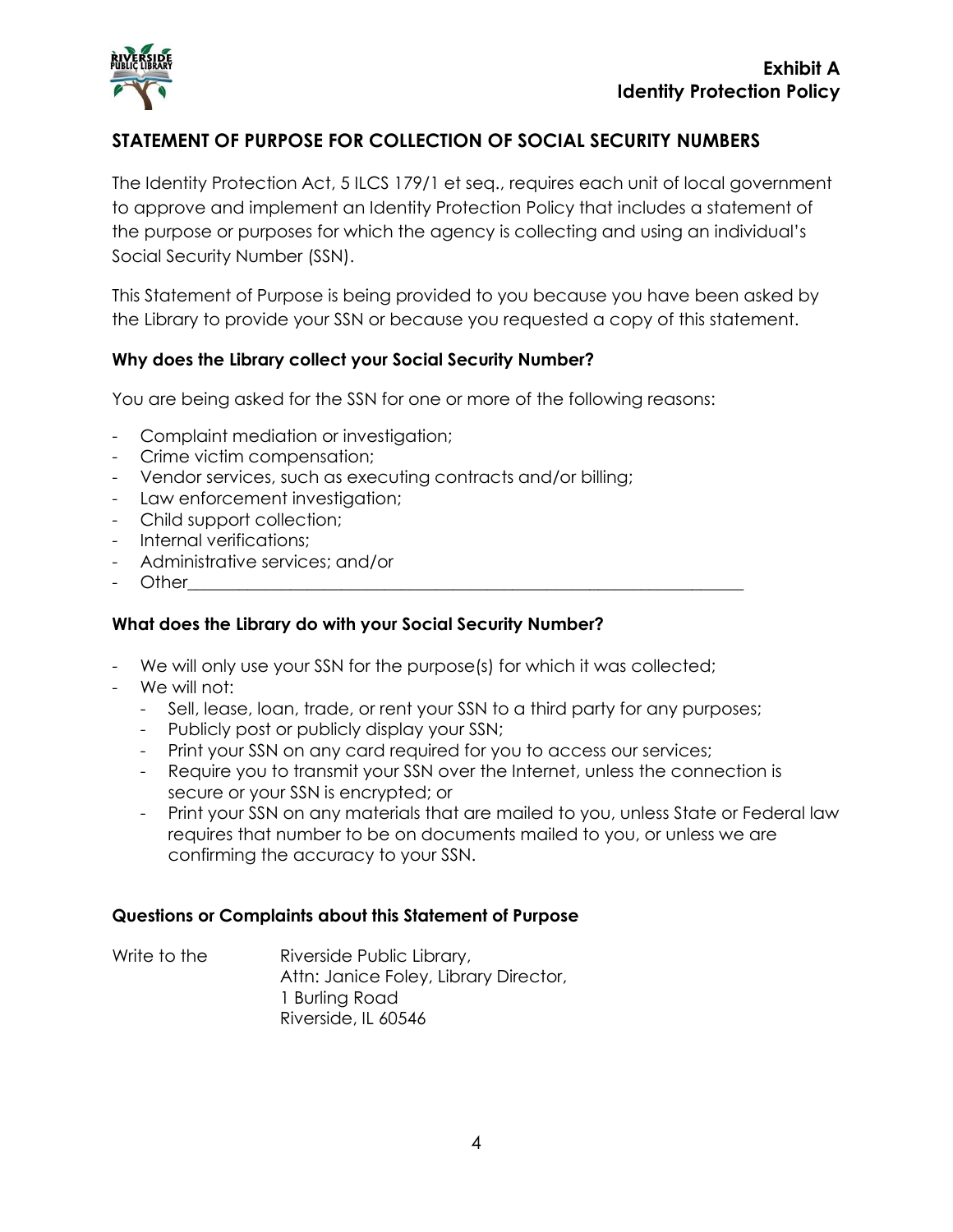**Exhibit A**
**Identity Protection Policy**

## STATEMENT OF PURPOSE FOR COLLECTION OF SOCIAL SECURITY NUMBERS

The Identity Protection Act, 5 ILCS 179/1 et seq., requires each unit of local government to approve and implement an Identity Protection Policy that includes a statement of the purpose or purposes for which the agency is collecting and using an individual's Social Security Number (SSN).

This Statement of Purpose is being provided to you because you have been asked by the Library to provide your SSN or because you requested a copy of this statement.

### Why does the Library collect your Social Security Number?

You are being asked for the SSN for one or more of the following reasons:

- Complaint mediation or investigation;
- Crime victim compensation;
- Vendor services, such as executing contracts and/or billing;
- Law enforcement investigation;
- Child support collection;
- Internal verifications;
- Administrative services; and/or
- Other___________________________________________________________________

### What does the Library do with your Social Security Number?

- We will only use your SSN for the purpose(s) for which it was collected;
- We will not:
  - Sell, lease, loan, trade, or rent your SSN to a third party for any purposes;
  - Publicly post or publicly display your SSN;
  - Print your SSN on any card required for you to access our services;
  - Require you to transmit your SSN over the Internet, unless the connection is secure or your SSN is encrypted; or
  - Print your SSN on any materials that are mailed to you, unless State or Federal law requires that number to be on documents mailed to you, or unless we are confirming the accuracy to your SSN.

### Questions or Complaints about this Statement of Purpose

Write to the

Riverside Public Library,
Attn: Janice Foley, Library Director,
1 Burling Road
Riverside, IL 60546